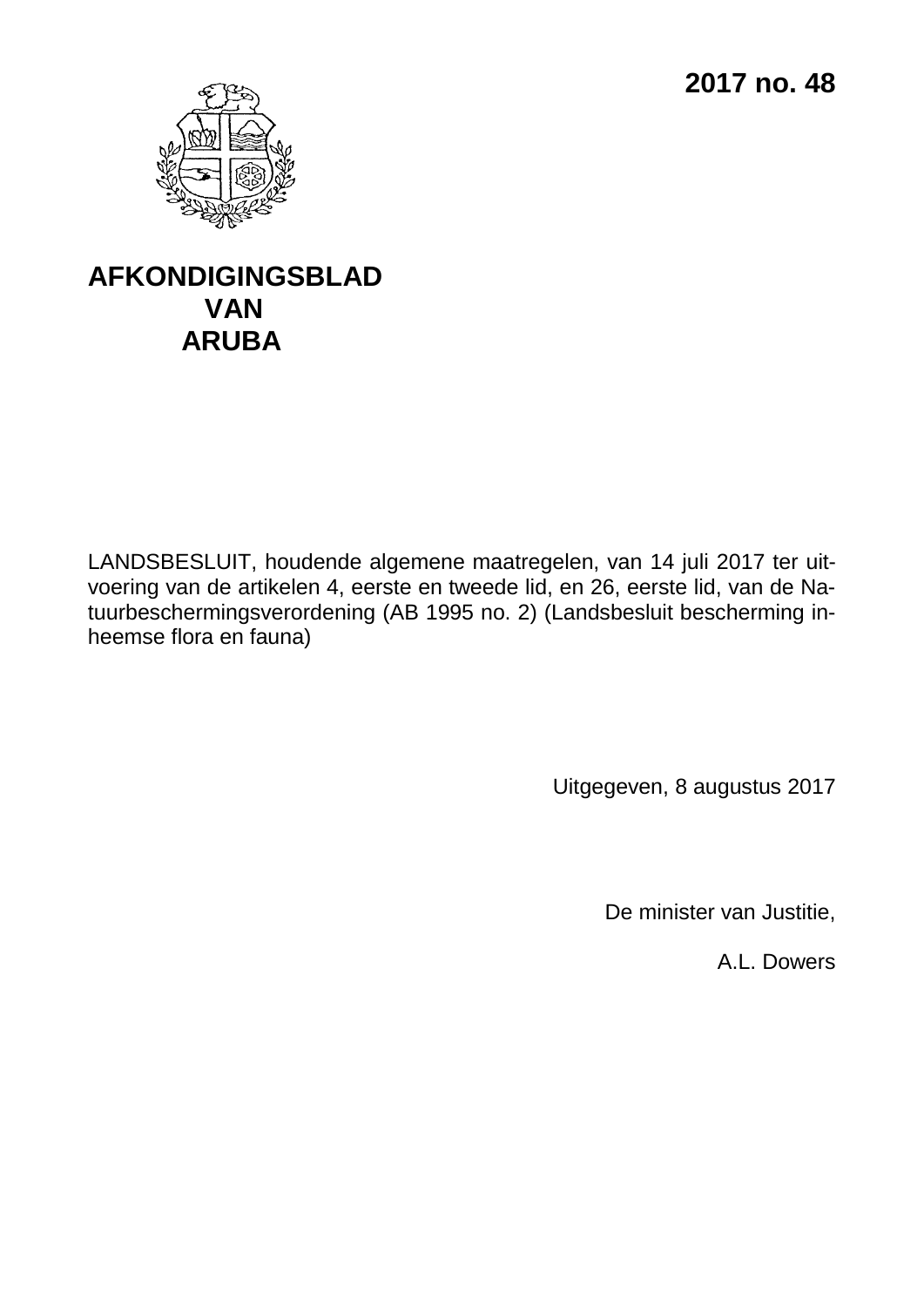**2017 no. 48**

# AFKONDIGINGSBLAD VAN ARUBA

LANDSBESLUIT, houdende algemene maatregelen, van 14 juli 2017 ter uitvoering van de artikelen 4, eerste en tweede lid, en 26, eerste lid, van de Natuurbeschermingsverordening (AB 1995 no. 2) (Landsbesluit bescherming inheemse flora en fauna)

Uitgegeven, 8 augustus 2017

De minister van Justitie,

A.L. Dowers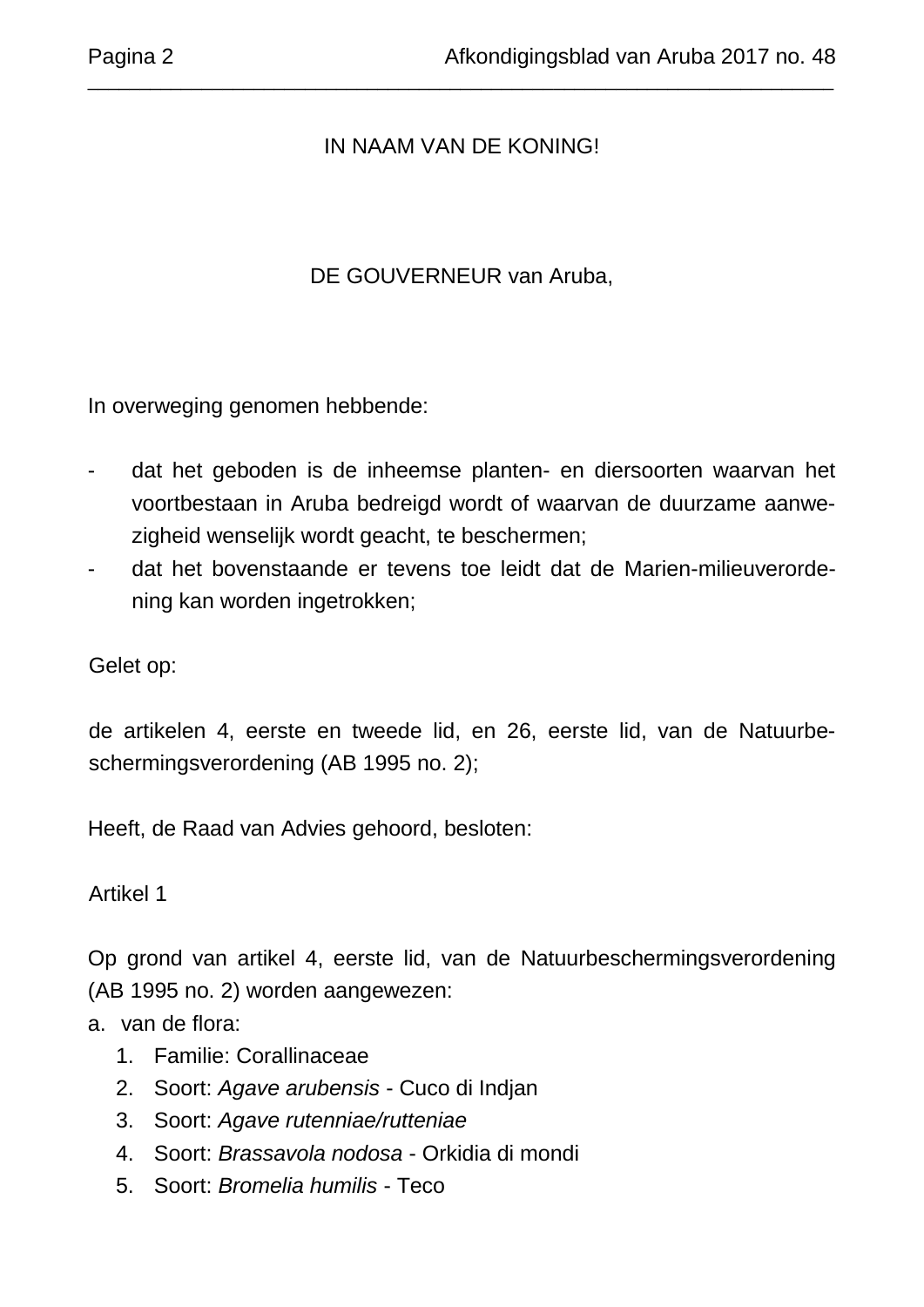IN NAAM VAN DE KONING!

DE GOUVERNEUR van Aruba,

In overweging genomen hebbende:

- dat het geboden is de inheemse planten- en diersoorten waarvan het voortbestaan in Aruba bedreigd wordt of waarvan de duurzame aanwezigheid wenselijk wordt geacht, te beschermen;
- dat het bovenstaande er tevens toe leidt dat de Marien-milieuverordening kan worden ingetrokken;

Gelet op:

de artikelen 4, eerste en tweede lid, en 26, eerste lid, van de Natuurbeschermingsverordening (AB 1995 no. 2);

Heeft, de Raad van Advies gehoord, besloten:

Artikel 1

Op grond van artikel 4, eerste lid, van de Natuurbeschermingsverordening (AB 1995 no. 2) worden aangewezen:

a. van de flora:
   1. Familie: Corallinaceae
   2. Soort: *Agave arubensis* - Cuco di Indjan
   3. Soort: *Agave rutenniae/rutteniae*
   4. Soort: *Brassavola nodosa* - Orkidia di mondi
   5. Soort: *Bromelia humilis* - Teco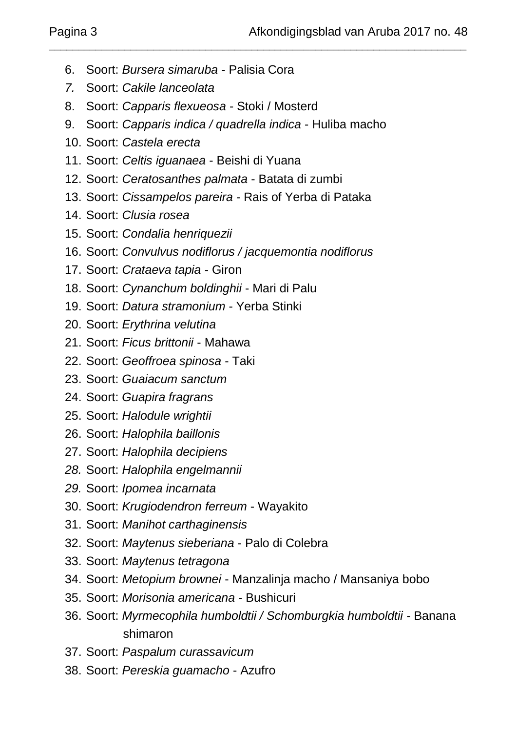6. Soort: *Bursera simaruba* - Palisia Cora
7. Soort: *Cakile lanceolata*
8. Soort: *Capparis flexueosa* - Stoki / Mosterd
9. Soort: *Capparis indica / quadrella indica* - Huliba macho
10. Soort: *Castela erecta*
11. Soort: *Celtis iguanaea* - Beishi di Yuana
12. Soort: *Ceratosanthes palmata* - Batata di zumbi
13. Soort: *Cissampelos pareira* - Rais of Yerba di Pataka
14. Soort: *Clusia rosea*
15. Soort: *Condalia henriquezii*
16. Soort: *Convulvus nodiflorus / jacquemontia nodiflorus*
17. Soort: *Crataeva tapia* - Giron
18. Soort: *Cynanchum boldinghii* - Mari di Palu
19. Soort: *Datura stramonium* - Yerba Stinki
20. Soort: *Erythrina velutina*
21. Soort: *Ficus brittonii* - Mahawa
22. Soort: *Geoffroea spinosa* - Taki
23. Soort: *Guaiacum sanctum*
24. Soort: *Guapira fragrans*
25. Soort: *Halodule wrightii*
26. Soort: *Halophila baillonis*
27. Soort: *Halophila decipiens*
28. Soort: *Halophila engelmannii*
29. Soort: *Ipomea incarnata*
30. Soort: *Krugiodendron ferreum* - Wayakito
31. Soort: *Manihot carthaginensis*
32. Soort: *Maytenus sieberiana* - Palo di Colebra
33. Soort: *Maytenus tetragona*
34. Soort: *Metopium brownei* - Manzalinja macho / Mansaniya bobo
35. Soort: *Morisonia americana* - Bushicuri
36. Soort: *Myrmecophila humboldtii / Schomburgkia humboldtii* - Banana shimaron
37. Soort: *Paspalum curassavicum*
38. Soort: *Pereskia guamacho* - Azufro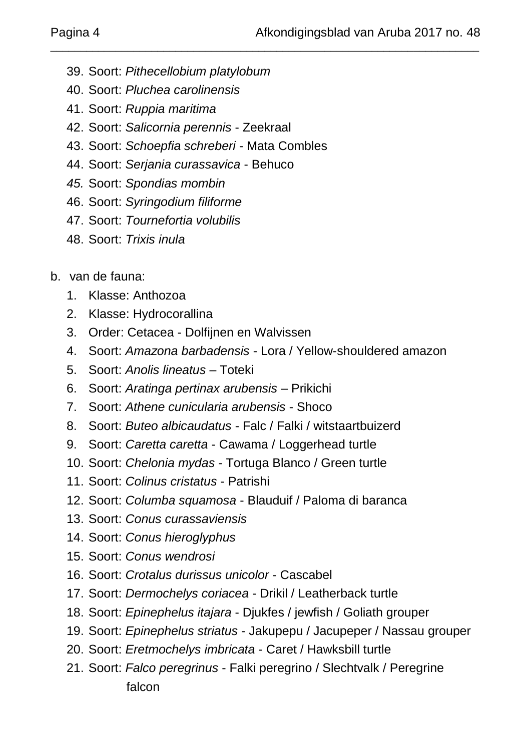39. Soort: *Pithecellobium platylobum*
40. Soort: *Pluchea carolinensis*
41. Soort: *Ruppia maritima*
42. Soort: *Salicornia perennis* - Zeekraal
43. Soort: *Schoepfia schreberi* - Mata Combles
44. Soort: *Serjania curassavica* - Behuco
45. Soort: *Spondias mombin*
46. Soort: *Syringodium filiforme*
47. Soort: *Tournefortia volubilis*
48. Soort: *Trixis inula*

b. van de fauna:

1. Klasse: Anthozoa
2. Klasse: Hydrocorallina
3. Order: Cetacea - Dolfijnen en Walvissen
4. Soort: *Amazona barbadensis* - Lora / Yellow-shouldered amazon
5. Soort: *Anolis lineatus* – Toteki
6. Soort: *Aratinga pertinax arubensis* – Prikichi
7. Soort: *Athene cunicularia arubensis* - Shoco
8. Soort: *Buteo albicaudatus* - Falc / Falki / witstaartbuizerd
9. Soort: *Caretta caretta* - Cawama / Loggerhead turtle
10. Soort: *Chelonia mydas* - Tortuga Blanco / Green turtle
11. Soort: *Colinus cristatus* - Patrishi
12. Soort: *Columba squamosa* - Blauduif / Paloma di baranca
13. Soort: *Conus curassaviensis*
14. Soort: *Conus hieroglyphus*
15. Soort: *Conus wendrosi*
16. Soort: *Crotalus durissus unicolor* - Cascabel
17. Soort: *Dermochelys coriacea* - Drikil / Leatherback turtle
18. Soort: *Epinephelus itajara* - Djukfes / jewfish / Goliath grouper
19. Soort: *Epinephelus striatus* - Jakupepu / Jacupeper / Nassau grouper
20. Soort: *Eretmochelys imbricata* - Caret / Hawksbill turtle
21. Soort: *Falco peregrinus* - Falki peregrino / Slechtvalk / Peregrine falcon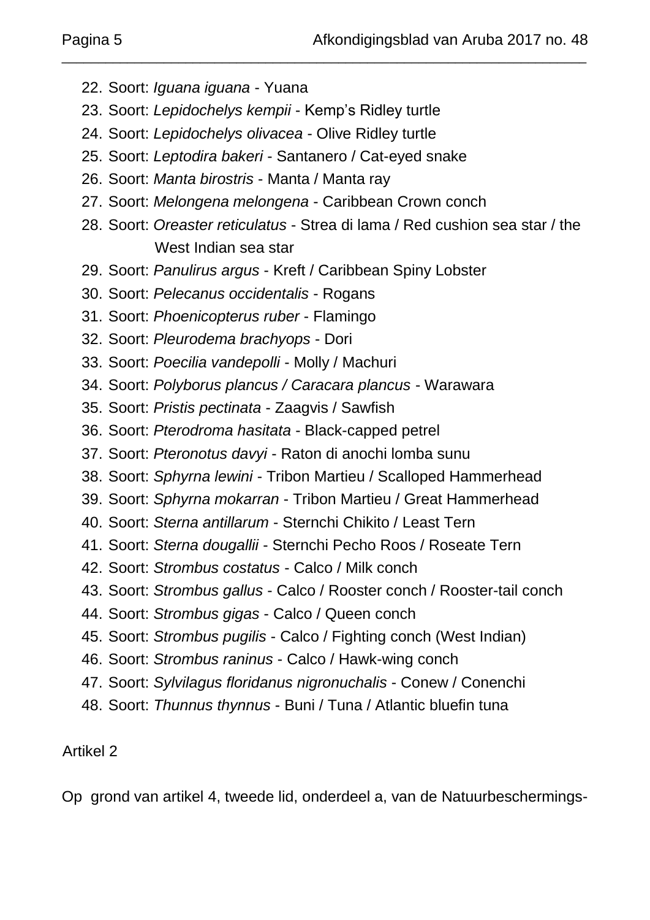22. Soort: *Iguana iguana* - Yuana
23. Soort: *Lepidochelys kempii* - Kemp's Ridley turtle
24. Soort: *Lepidochelys olivacea* - Olive Ridley turtle
25. Soort: *Leptodira bakeri* - Santanero / Cat-eyed snake
26. Soort: *Manta birostris* - Manta / Manta ray
27. Soort: *Melongena melongena* - Caribbean Crown conch
28. Soort: *Oreaster reticulatus* - Strea di lama / Red cushion sea star / the West Indian sea star
29. Soort: *Panulirus argus* - Kreft / Caribbean Spiny Lobster
30. Soort: *Pelecanus occidentalis* - Rogans
31. Soort: *Phoenicopterus ruber* - Flamingo
32. Soort: *Pleurodema brachyops* - Dori
33. Soort: *Poecilia vandepolli* - Molly / Machuri
34. Soort: *Polyborus plancus / Caracara plancus* - Warawara
35. Soort: *Pristis pectinata* - Zaagvis / Sawfish
36. Soort: *Pterodroma hasitata* - Black-capped petrel
37. Soort: *Pteronotus davyi* - Raton di anochi lomba sunu
38. Soort: *Sphyrna lewini* - Tribon Martieu / Scalloped Hammerhead
39. Soort: *Sphyrna mokarran* - Tribon Martieu / Great Hammerhead
40. Soort: *Sterna antillarum* - Sternchi Chikito / Least Tern
41. Soort: *Sterna dougallii* - Sternchi Pecho Roos / Roseate Tern
42. Soort: *Strombus costatus* - Calco / Milk conch
43. Soort: *Strombus gallus* - Calco / Rooster conch / Rooster-tail conch
44. Soort: *Strombus gigas* - Calco / Queen conch
45. Soort: *Strombus pugilis* - Calco / Fighting conch (West Indian)
46. Soort: *Strombus raninus* - Calco / Hawk-wing conch
47. Soort: *Sylvilagus floridanus nigronuchalis* - Conew / Conenchi
48. Soort: *Thunnus thynnus* - Buni / Tuna / Atlantic bluefin tuna

Artikel 2

Op grond van artikel 4, tweede lid, onderdeel a, van de Natuurbeschermings-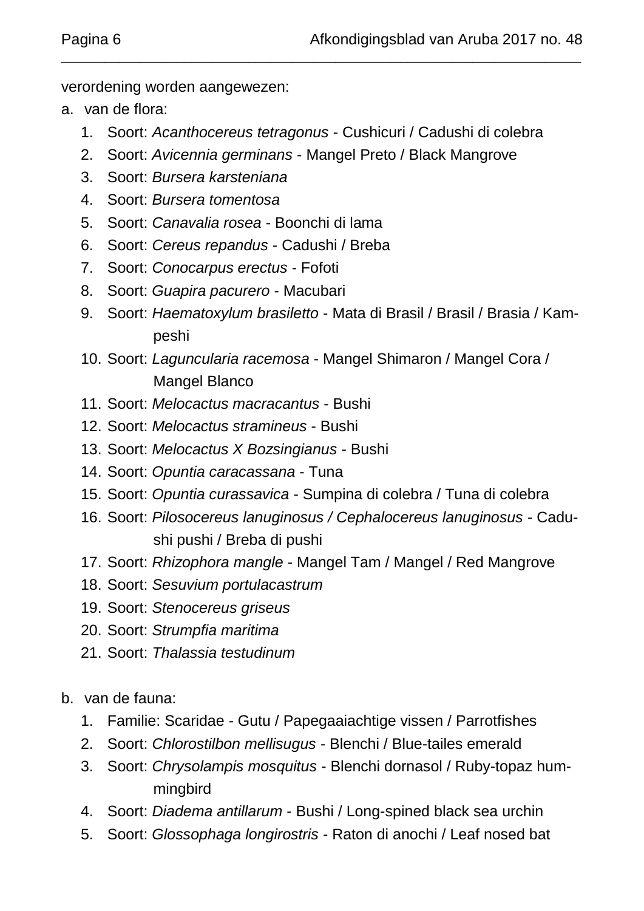verordening worden aangewezen:

a. van de flora:
   1. Soort: *Acanthocereus tetragonus* - Cushicuri / Cadushi di colebra
   2. Soort: *Avicennia germinans* - Mangel Preto / Black Mangrove
   3. Soort: *Bursera karsteniana*
   4. Soort: *Bursera tomentosa*
   5. Soort: *Canavalia rosea* - Boonchi di lama
   6. Soort: *Cereus repandus* - Cadushi / Breba
   7. Soort: *Conocarpus erectus* - Fofoti
   8. Soort: *Guapira pacurero* - Macubari
   9. Soort: *Haematoxylum brasiletto* - Mata di Brasil / Brasil / Brasia / Kampeshi
   10. Soort: *Laguncularia racemosa* - Mangel Shimaron / Mangel Cora / Mangel Blanco
   11. Soort: *Melocactus macracantus* - Bushi
   12. Soort: *Melocactus stramineus* - Bushi
   13. Soort: *Melocactus X Bozsingianus* - Bushi
   14. Soort: *Opuntia caracassana* - Tuna
   15. Soort: *Opuntia curassavica* - Sumpina di colebra / Tuna di colebra
   16. Soort: *Pilosocereus lanuginosus / Cephalocereus lanuginosus* - Cadushi pushi / Breba di pushi
   17. Soort: *Rhizophora mangle* - Mangel Tam / Mangel / Red Mangrove
   18. Soort: *Sesuvium portulacastrum*
   19. Soort: *Stenocereus griseus*
   20. Soort: *Strumpfia maritima*
   21. Soort: *Thalassia testudinum*

b. van de fauna:
   1. Familie: Scaridae - Gutu / Papegaaiachtige vissen / Parrotfishes
   2. Soort: *Chlorostilbon mellisugus* - Blenchi / Blue-tailes emerald
   3. Soort: *Chrysolampis mosquitus* - Blenchi dornasol / Ruby-topaz hummingbird
   4. Soort: *Diadema antillarum* - Bushi / Long-spined black sea urchin
   5. Soort: *Glossophaga longirostris* - Raton di anochi / Leaf nosed bat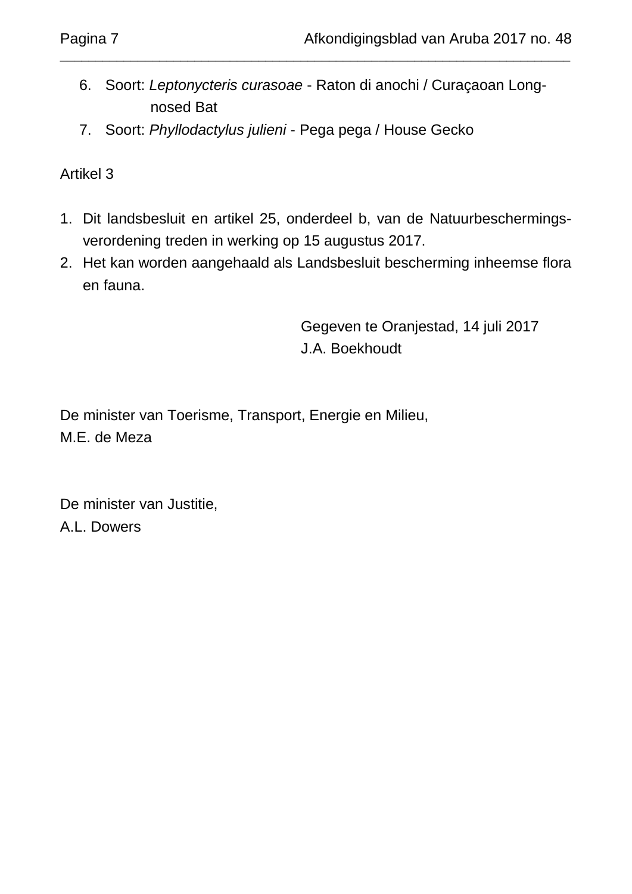6. Soort: *Leptonycteris curasoae* - Raton di anochi / Curaçaoan Long-nosed Bat
7. Soort: *Phyllodactylus julieni* - Pega pega / House Gecko

Artikel 3

1. Dit landsbesluit en artikel 25, onderdeel b, van de Natuurbeschermingsverordening treden in werking op 15 augustus 2017.
2. Het kan worden aangehaald als Landsbesluit bescherming inheemse flora en fauna.

Gegeven te Oranjestad, 14 juli 2017
J.A. Boekhoudt

De minister van Toerisme, Transport, Energie en Milieu,
M.E. de Meza

De minister van Justitie,
A.L. Dowers